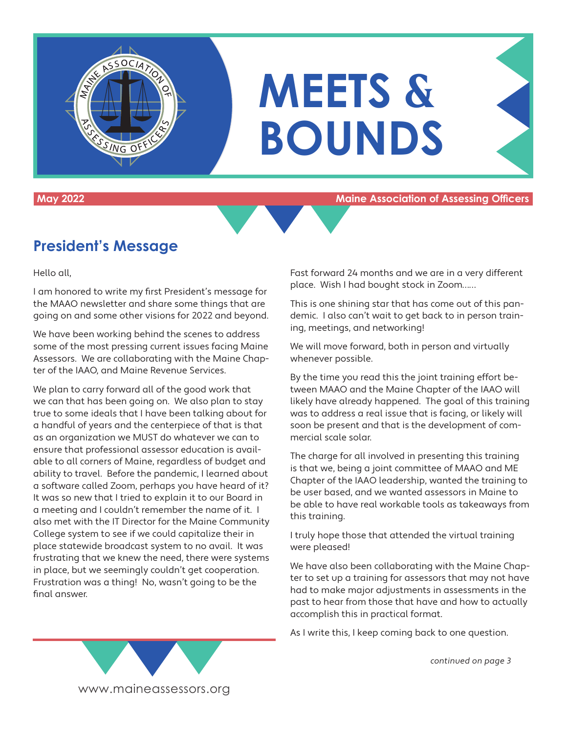# MEETS & BOUNDS

**May 2022** — **Maine Association of Assessing Officers**

## President's Message

Hello all,

I am honored to write my first President's message for the MAAO newsletter and share some things that are going on and some other visions for 2022 and beyond.

We have been working behind the scenes to address some of the most pressing current issues facing Maine Assessors. We are collaborating with the Maine Chapter of the IAAO, and Maine Revenue Services.

We plan to carry forward all of the good work that we can that has been going on. We also plan to stay true to some ideals that I have been talking about for a handful of years and the centerpiece of that is that as an organization we MUST do whatever we can to ensure that professional assessor education is available to all corners of Maine, regardless of budget and ability to travel. Before the pandemic, I learned about a software called Zoom, perhaps you have heard of it? It was so new that I tried to explain it to our Board in a meeting and I couldn't remember the name of it. I also met with the IT Director for the Maine Community College system to see if we could capitalize their in place statewide broadcast system to no avail. It was frustrating that we knew the need, there were systems in place, but we seemingly couldn't get cooperation. Frustration was a thing! No, wasn't going to be the final answer.

Fast forward 24 months and we are in a very different place. Wish I had bought stock in Zoom......

This is one shining star that has come out of this pandemic. I also can't wait to get back to in person training, meetings, and networking!

We will move forward, both in person and virtually whenever possible.

By the time you read this the joint training effort between MAAO and the Maine Chapter of the IAAO will likely have already happened. The goal of this training was to address a real issue that is facing, or likely will soon be present and that is the development of commercial scale solar.

The charge for all involved in presenting this training is that we, being a joint committee of MAAO and ME Chapter of the IAAO leadership, wanted the training to be user based, and we wanted assessors in Maine to be able to have real workable tools as takeaways from this training.

I truly hope those that attended the virtual training were pleased!

We have also been collaborating with the Maine Chapter to set up a training for assessors that may not have had to make major adjustments in assessments in the past to hear from those that have and how to actually accomplish this in practical format.

As I write this, I keep coming back to one question.

*continued on page 3*

www.maineassessors.org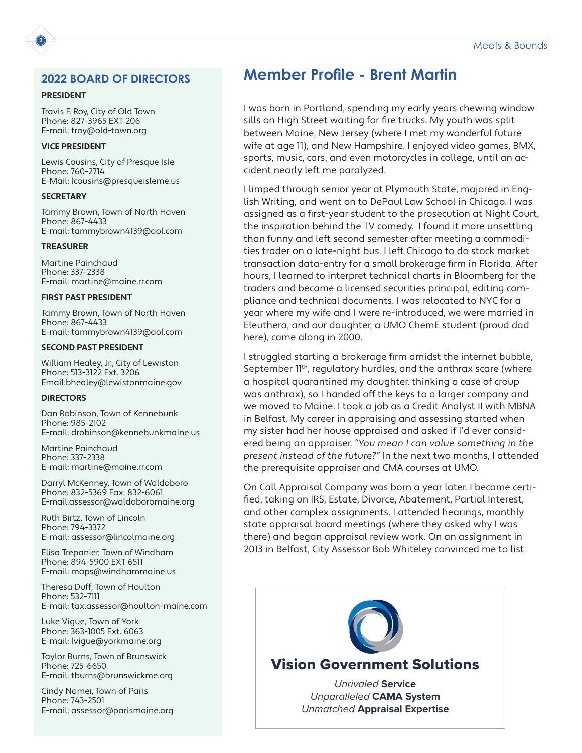## 2022 BOARD OF DIRECTORS

**PRESIDENT**

Travis F. Roy, City of Old Town
Phone: 827-3965 EXT 206
E-mail: troy@old-town.org

**VICE PRESIDENT**

Lewis Cousins, City of Presque Isle
Phone: 760-2714
E-Mail: lcousins@presqueisleme.us

**SECRETARY**

Tammy Brown, Town of North Haven
Phone: 867-4433
E-mail: tammybrown4139@aol.com

**TREASURER**

Martine Painchaud
Phone: 337-2338
E-mail: martine@maine.rr.com

**FIRST PAST PRESIDENT**

Tammy Brown, Town of North Haven
Phone: 867-4433
E-mail: tammybrown4139@aol.com

**SECOND PAST PRESIDENT**

William Healey, Jr., City of Lewiston
Phone: 513-3122 Ext. 3206
Email:bhealey@lewistonmaine.gov

**DIRECTORS**

Dan Robinson, Town of Kennebunk
Phone: 985-2102
E-mail: drobinson@kennebunkmaine.us

Martine Painchaud
Phone: 337-2338
E-mail: martine@maine.rr.com

Darryl McKenney, Town of Waldoboro
Phone: 832-5369 Fax: 832-6061
E-mail:assessor@waldoboromaine.org

Ruth Birtz, Town of Lincoln
Phone: 794-3372
E-mail: assessor@lincolmaine.org

Elisa Trepanier, Town of Windham
Phone: 894-5900 EXT 6511
E-mail: maps@windhammaine.us

Theresa Duff, Town of Houlton
Phone: 532-7111
E-mail: tax.assessor@houlton-maine.com

Luke Vigue, Town of York
Phone: 363-1005 Ext. 6063
E-mail: lvigue@yorkmaine.org

Taylor Burns, Town of Brunswick
Phone: 725-6650
E-mail: tburns@brunswickme.org

Cindy Namer, Town of Paris
Phone: 743-2501
E-mail: assessor@parismaine.org

# Member Profile - Brent Martin

I was born in Portland, spending my early years chewing window sills on High Street waiting for fire trucks. My youth was split between Maine, New Jersey (where I met my wonderful future wife at age 11), and New Hampshire. I enjoyed video games, BMX, sports, music, cars, and even motorcycles in college, until an accident nearly left me paralyzed.

I limped through senior year at Plymouth State, majored in English Writing, and went on to DePaul Law School in Chicago. I was assigned as a first-year student to the prosecution at Night Court, the inspiration behind the TV comedy. I found it more unsettling than funny and left second semester after meeting a commodities trader on a late-night bus. I left Chicago to do stock market transaction data-entry for a small brokerage firm in Florida. After hours, I learned to interpret technical charts in Bloomberg for the traders and became a licensed securities principal, editing compliance and technical documents. I was relocated to NYC for a year where my wife and I were re-introduced, we were married in Eleuthera, and our daughter, a UMO ChemE student (proud dad here), came along in 2000.

I struggled starting a brokerage firm amidst the internet bubble, September 11th, regulatory hurdles, and the anthrax scare (where a hospital quarantined my daughter, thinking a case of croup was anthrax), so I handed off the keys to a larger company and we moved to Maine. I took a job as a Credit Analyst II with MBNA in Belfast. My career in appraising and assessing started when my sister had her house appraised and asked if I'd ever considered being an appraiser. *"You mean I can value something in the present instead of the future?"* In the next two months, I attended the prerequisite appraiser and CMA courses at UMO.

On Call Appraisal Company was born a year later. I became certified, taking on IRS, Estate, Divorce, Abatement, Partial Interest, and other complex assignments. I attended hearings, monthly state appraisal board meetings (where they asked why I was there) and began appraisal review work. On an assignment in 2013 in Belfast, City Assessor Bob Whiteley convinced me to list

**Vision Government Solutions**

*Unrivaled* **Service**
*Unparalleled* **CAMA System**
*Unmatched* **Appraisal Expertise**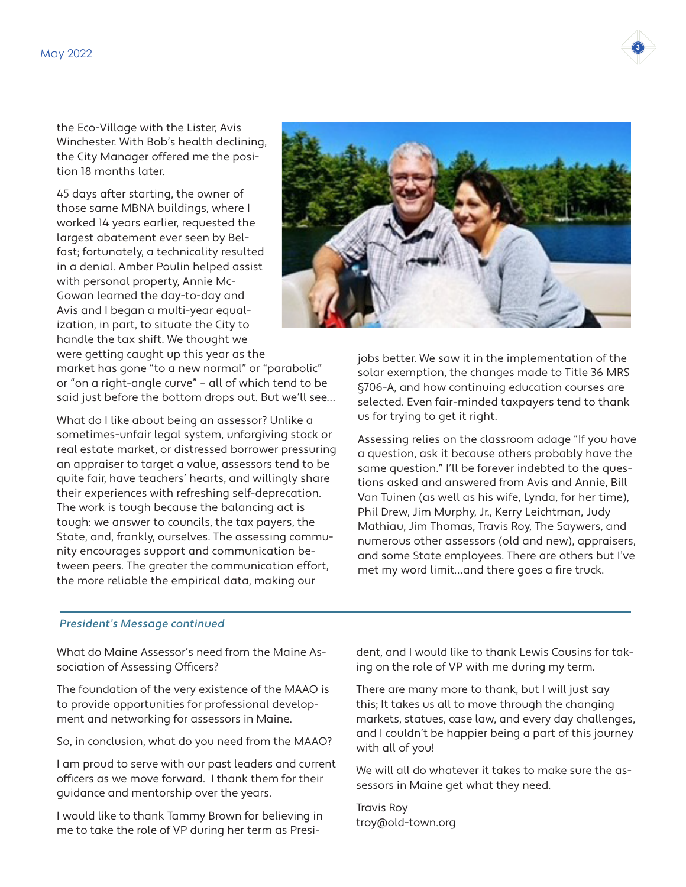the Eco-Village with the Lister, Avis Winchester. With Bob's health declining, the City Manager offered me the position 18 months later.

45 days after starting, the owner of those same MBNA buildings, where I worked 14 years earlier, requested the largest abatement ever seen by Belfast; fortunately, a technicality resulted in a denial. Amber Poulin helped assist with personal property, Annie McGowan learned the day-to-day and Avis and I began a multi-year equalization, in part, to situate the City to handle the tax shift. We thought we were getting caught up this year as the market has gone "to a new normal" or "parabolic" or "on a right-angle curve" – all of which tend to be said just before the bottom drops out. But we'll see…

What do I like about being an assessor? Unlike a sometimes-unfair legal system, unforgiving stock or real estate market, or distressed borrower pressuring an appraiser to target a value, assessors tend to be quite fair, have teachers' hearts, and willingly share their experiences with refreshing self-deprecation. The work is tough because the balancing act is tough: we answer to councils, the tax payers, the State, and, frankly, ourselves. The assessing community encourages support and communication between peers. The greater the communication effort, the more reliable the empirical data, making our jobs better. We saw it in the implementation of the solar exemption, the changes made to Title 36 MRS §706-A, and how continuing education courses are selected. Even fair-minded taxpayers tend to thank us for trying to get it right.

Assessing relies on the classroom adage "If you have a question, ask it because others probably have the same question." I'll be forever indebted to the questions asked and answered from Avis and Annie, Bill Van Tuinen (as well as his wife, Lynda, for her time), Phil Drew, Jim Murphy, Jr., Kerry Leichtman, Judy Mathiau, Jim Thomas, Travis Roy, The Saywers, and numerous other assessors (old and new), appraisers, and some State employees. There are others but I've met my word limit…and there goes a fire truck.

*President's Message continued*

What do Maine Assessor's need from the Maine Association of Assessing Officers?

The foundation of the very existence of the MAAO is to provide opportunities for professional development and networking for assessors in Maine.

So, in conclusion, what do you need from the MAAO?

I am proud to serve with our past leaders and current officers as we move forward. I thank them for their guidance and mentorship over the years.

I would like to thank Tammy Brown for believing in me to take the role of VP during her term as President, and I would like to thank Lewis Cousins for taking on the role of VP with me during my term.

There are many more to thank, but I will just say this; It takes us all to move through the changing markets, statues, case law, and every day challenges, and I couldn't be happier being a part of this journey with all of you!

We will all do whatever it takes to make sure the assessors in Maine get what they need.

Travis Roy
troy@old-town.org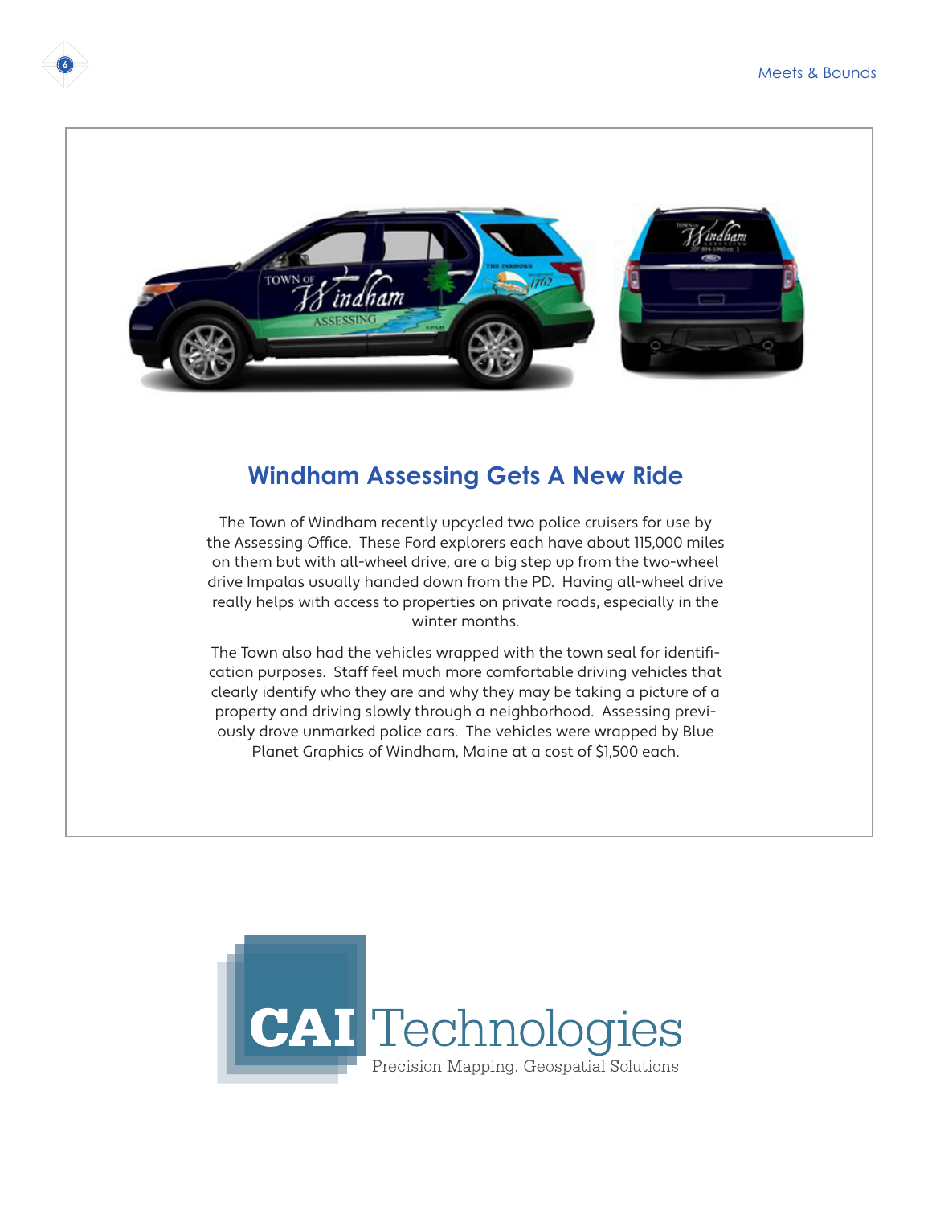## Windham Assessing Gets A New Ride

The Town of Windham recently upcycled two police cruisers for use by the Assessing Office. These Ford explorers each have about 115,000 miles on them but with all-wheel drive, are a big step up from the two-wheel drive Impalas usually handed down from the PD. Having all-wheel drive really helps with access to properties on private roads, especially in the winter months.

The Town also had the vehicles wrapped with the town seal for identification purposes. Staff feel much more comfortable driving vehicles that clearly identify who they are and why they may be taking a picture of a property and driving slowly through a neighborhood. Assessing previously drove unmarked police cars. The vehicles were wrapped by Blue Planet Graphics of Windham, Maine at a cost of $1,500 each.

CAI Technologies

Precision Mapping. Geospatial Solutions.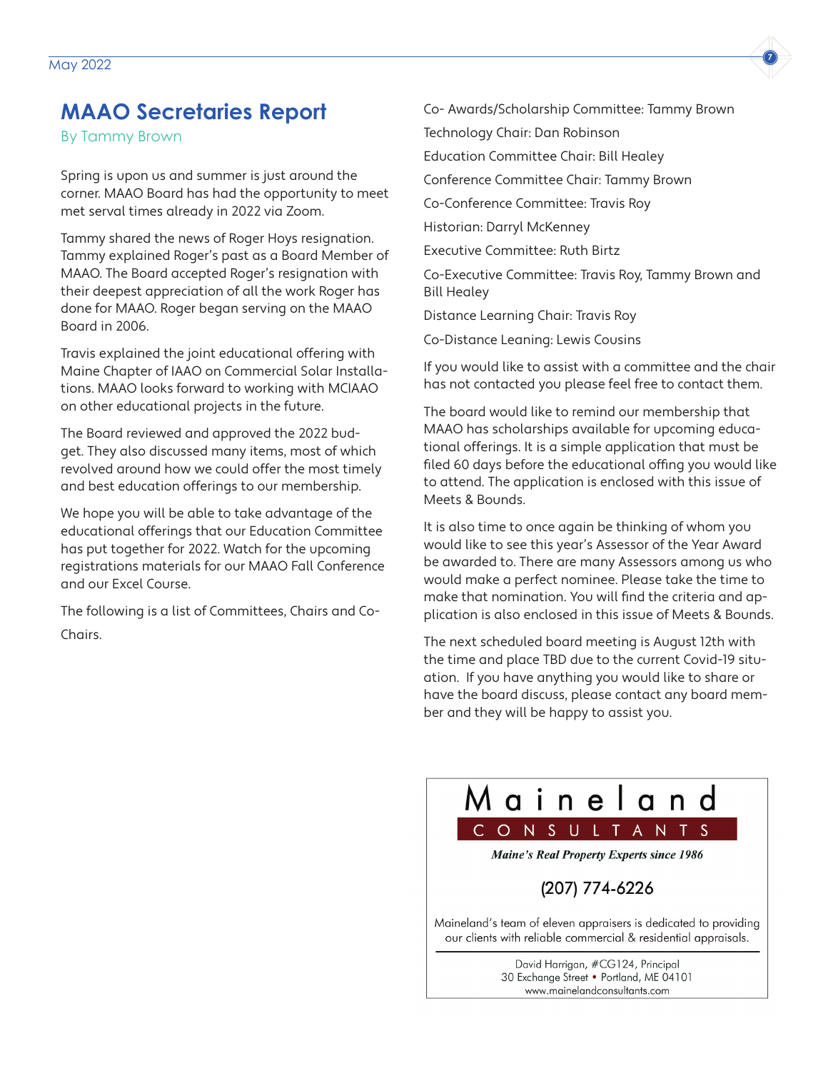# MAAO Secretaries Report

By Tammy Brown

Spring is upon us and summer is just around the corner. MAAO Board has had the opportunity to meet met serval times already in 2022 via Zoom.

Tammy shared the news of Roger Hoys resignation. Tammy explained Roger's past as a Board Member of MAAO. The Board accepted Roger's resignation with their deepest appreciation of all the work Roger has done for MAAO. Roger began serving on the MAAO Board in 2006.

Travis explained the joint educational offering with Maine Chapter of IAAO on Commercial Solar Installations. MAAO looks forward to working with MCIAAO on other educational projects in the future.

The Board reviewed and approved the 2022 budget. They also discussed many items, most of which revolved around how we could offer the most timely and best education offerings to our membership.

We hope you will be able to take advantage of the educational offerings that our Education Committee has put together for 2022. Watch for the upcoming registrations materials for our MAAO Fall Conference and our Excel Course.

The following is a list of Committees, Chairs and Co-Chairs.

Co- Awards/Scholarship Committee: Tammy Brown

Technology Chair: Dan Robinson

Education Committee Chair: Bill Healey

Conference Committee Chair: Tammy Brown

Co-Conference Committee: Travis Roy

Historian: Darryl McKenney

Executive Committee: Ruth Birtz

Co-Executive Committee: Travis Roy, Tammy Brown and Bill Healey

Distance Learning Chair: Travis Roy

Co-Distance Leaning: Lewis Cousins

If you would like to assist with a committee and the chair has not contacted you please feel free to contact them.

The board would like to remind our membership that MAAO has scholarships available for upcoming educational offerings. It is a simple application that must be filed 60 days before the educational offing you would like to attend. The application is enclosed with this issue of Meets & Bounds.

It is also time to once again be thinking of whom you would like to see this year's Assessor of the Year Award be awarded to. There are many Assessors among us who would make a perfect nominee. Please take the time to make that nomination. You will find the criteria and application is also enclosed in this issue of Meets & Bounds.

The next scheduled board meeting is August 12th with the time and place TBD due to the current Covid-19 situation. If you have anything you would like to share or have the board discuss, please contact any board member and they will be happy to assist you.

---

**Maineland CONSULTANTS**

*Maine's Real Property Experts since 1986*

(207) 774-6226

Maineland's team of eleven appraisers is dedicated to providing our clients with reliable commercial & residential appraisals.

David Harrigan, #CG124, Principal
30 Exchange Street • Portland, ME 04101
www.mainelandconsultants.com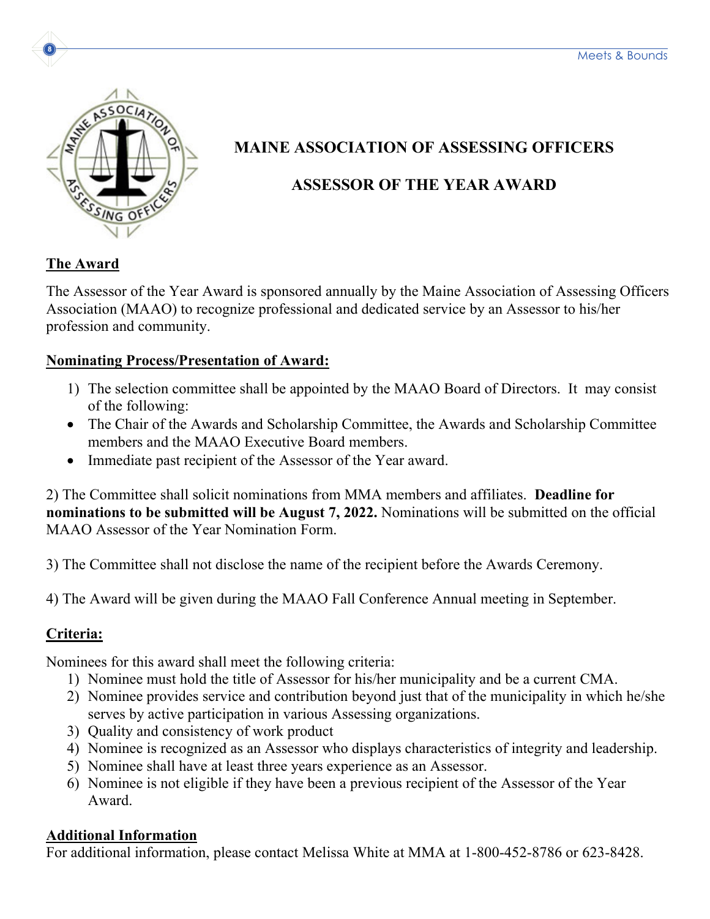# MAINE ASSOCIATION OF ASSESSING OFFICERS

## ASSESSOR OF THE YEAR AWARD

**The Award**

The Assessor of the Year Award is sponsored annually by the Maine Association of Assessing Officers Association (MAAO) to recognize professional and dedicated service by an Assessor to his/her profession and community.

**Nominating Process/Presentation of Award:**

1) The selection committee shall be appointed by the MAAO Board of Directors. It may consist of the following:
   - The Chair of the Awards and Scholarship Committee, the Awards and Scholarship Committee members and the MAAO Executive Board members.
   - Immediate past recipient of the Assessor of the Year award.

2) The Committee shall solicit nominations from MMA members and affiliates. **Deadline for nominations to be submitted will be August 7, 2022.** Nominations will be submitted on the official MAAO Assessor of the Year Nomination Form.

3) The Committee shall not disclose the name of the recipient before the Awards Ceremony.

4) The Award will be given during the MAAO Fall Conference Annual meeting in September.

**Criteria:**

Nominees for this award shall meet the following criteria:

1) Nominee must hold the title of Assessor for his/her municipality and be a current CMA.
2) Nominee provides service and contribution beyond just that of the municipality in which he/she serves by active participation in various Assessing organizations.
3) Quality and consistency of work product
4) Nominee is recognized as an Assessor who displays characteristics of integrity and leadership.
5) Nominee shall have at least three years experience as an Assessor.
6) Nominee is not eligible if they have been a previous recipient of the Assessor of the Year Award.

**Additional Information**

For additional information, please contact Melissa White at MMA at 1-800-452-8786 or 623-8428.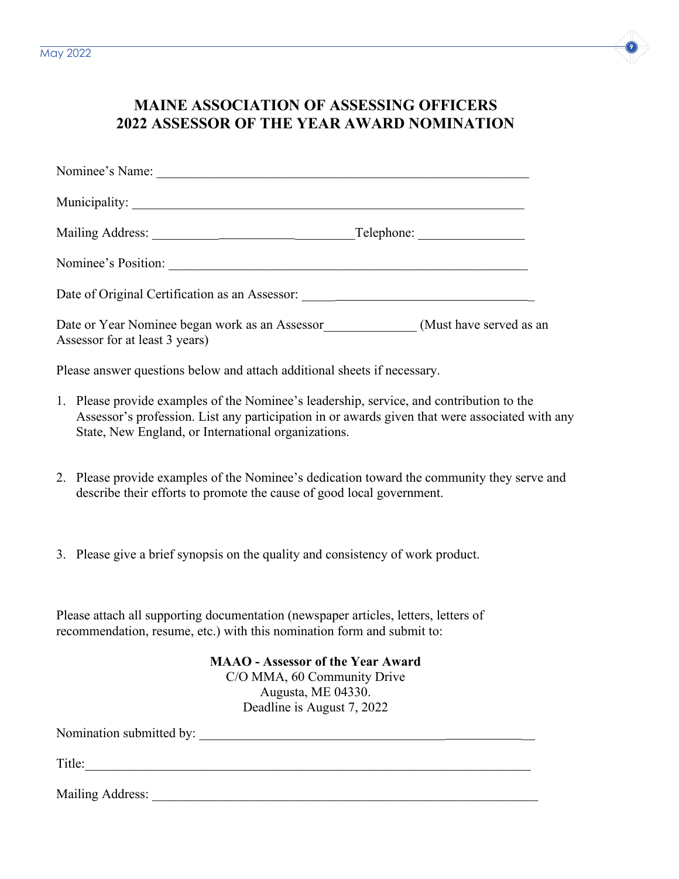# MAINE ASSOCIATION OF ASSESSING OFFICERS
# 2022 ASSESSOR OF THE YEAR AWARD NOMINATION

Nominee's Name: ______________________________________________________

Municipality: ________________________________________________________

Mailing Address: ________________________________ Telephone: _______________

Nominee's Position: ____________________________________________________

Date of Original Certification as an Assessor: ______________________________

Date or Year Nominee began work as an Assessor_____________ (Must have served as an Assessor for at least 3 years)

Please answer questions below and attach additional sheets if necessary.

1. Please provide examples of the Nominee's leadership, service, and contribution to the Assessor's profession. List any participation in or awards given that were associated with any State, New England, or International organizations.

2. Please provide examples of the Nominee's dedication toward the community they serve and describe their efforts to promote the cause of good local government.

3. Please give a brief synopsis on the quality and consistency of work product.

Please attach all supporting documentation (newspaper articles, letters, letters of recommendation, resume, etc.) with this nomination form and submit to:

**MAAO - Assessor of the Year Award**
C/O MMA, 60 Community Drive
Augusta, ME 04330.
Deadline is August 7, 2022

Nomination submitted by: _______________________________________________

Title:_______________________________________________________________

Mailing Address: ______________________________________________________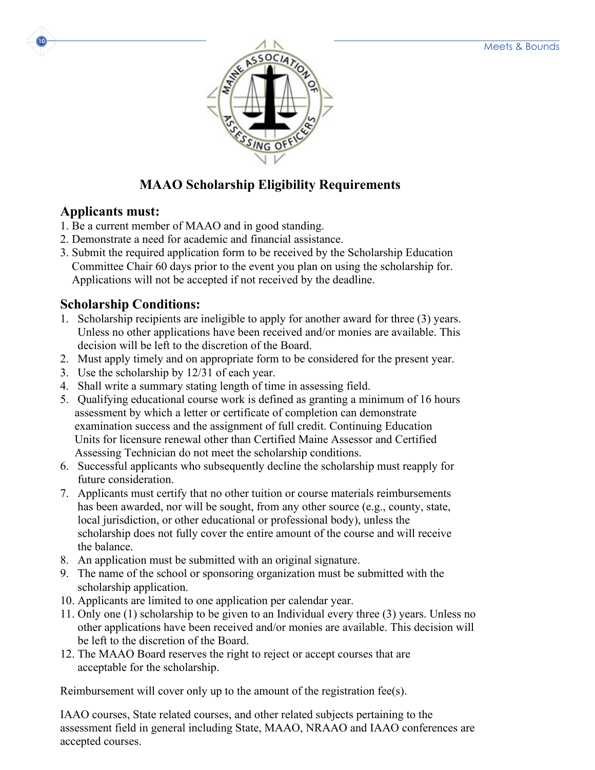## MAAO Scholarship Eligibility Requirements

### Applicants must:

1. Be a current member of MAAO and in good standing.
2. Demonstrate a need for academic and financial assistance.
3. Submit the required application form to be received by the Scholarship Education Committee Chair 60 days prior to the event you plan on using the scholarship for. Applications will not be accepted if not received by the deadline.

### Scholarship Conditions:

1. Scholarship recipients are ineligible to apply for another award for three (3) years. Unless no other applications have been received and/or monies are available. This decision will be left to the discretion of the Board.
2. Must apply timely and on appropriate form to be considered for the present year.
3. Use the scholarship by 12/31 of each year.
4. Shall write a summary stating length of time in assessing field.
5. Qualifying educational course work is defined as granting a minimum of 16 hours assessment by which a letter or certificate of completion can demonstrate examination success and the assignment of full credit. Continuing Education Units for licensure renewal other than Certified Maine Assessor and Certified Assessing Technician do not meet the scholarship conditions.
6. Successful applicants who subsequently decline the scholarship must reapply for future consideration.
7. Applicants must certify that no other tuition or course materials reimbursements has been awarded, nor will be sought, from any other source (e.g., county, state, local jurisdiction, or other educational or professional body), unless the scholarship does not fully cover the entire amount of the course and will receive the balance.
8. An application must be submitted with an original signature.
9. The name of the school or sponsoring organization must be submitted with the scholarship application.
10. Applicants are limited to one application per calendar year.
11. Only one (1) scholarship to be given to an Individual every three (3) years. Unless no other applications have been received and/or monies are available. This decision will be left to the discretion of the Board.
12. The MAAO Board reserves the right to reject or accept courses that are acceptable for the scholarship.

Reimbursement will cover only up to the amount of the registration fee(s).

IAAO courses, State related courses, and other related subjects pertaining to the assessment field in general including State, MAAO, NRAAO and IAAO conferences are accepted courses.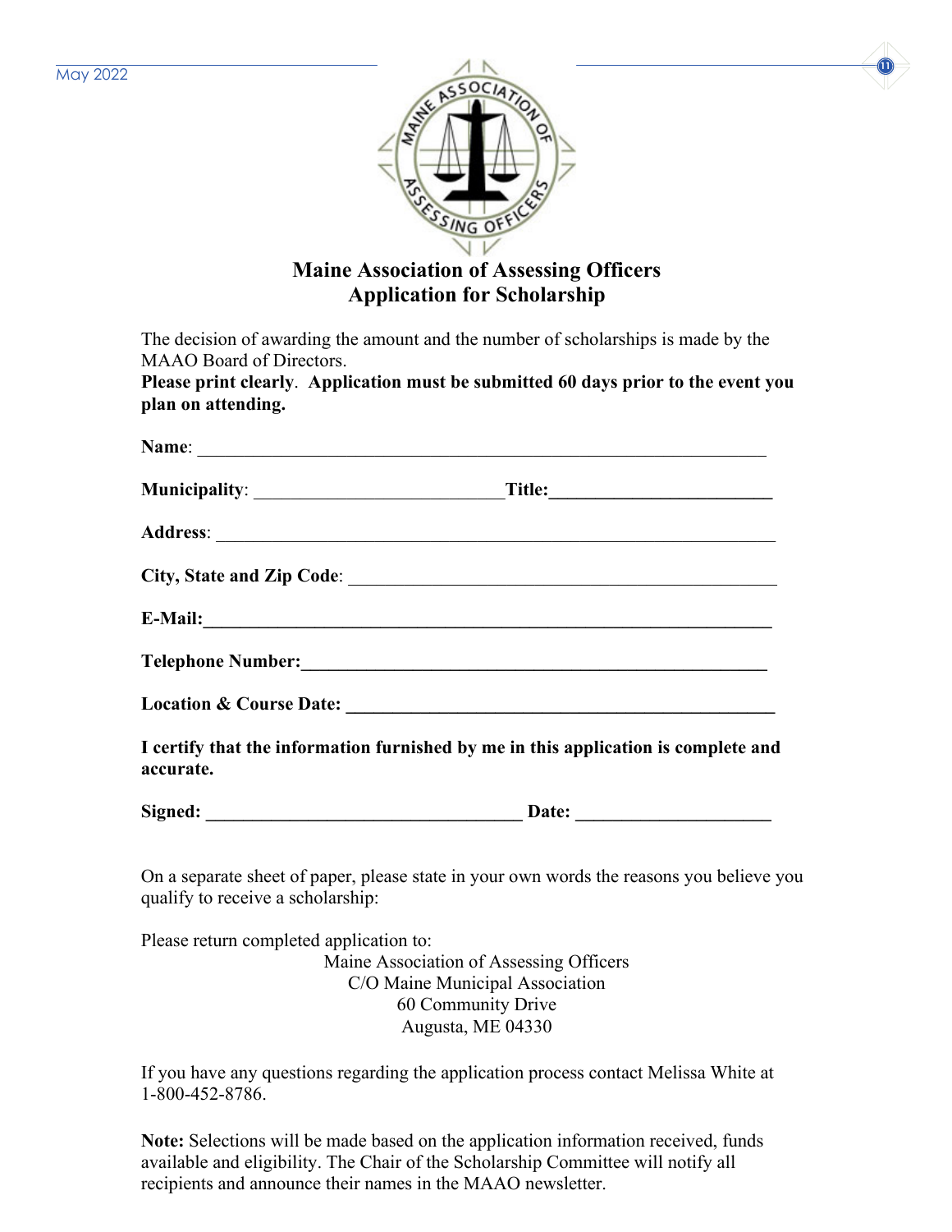# Maine Association of Assessing Officers
## Application for Scholarship

The decision of awarding the amount and the number of scholarships is made by the MAAO Board of Directors.

**Please print clearly**. **Application must be submitted 60 days prior to the event you plan on attending.**

**Name**: ____________________________________________________________

**Municipality**: ___________________________ **Title:** ________________________

**Address**: ____________________________________________________________

**City, State and Zip Code**: ______________________________________________

**E-Mail:** ____________________________________________________________

**Telephone Number:** __________________________________________________

**Location & Course Date:** ______________________________________________

**I certify that the information furnished by me in this application is complete and accurate.**

**Signed:** __________________________________ **Date:** ____________________

On a separate sheet of paper, please state in your own words the reasons you believe you qualify to receive a scholarship:

Please return completed application to:

Maine Association of Assessing Officers
C/O Maine Municipal Association
60 Community Drive
Augusta, ME 04330

If you have any questions regarding the application process contact Melissa White at 1-800-452-8786.

**Note:** Selections will be made based on the application information received, funds available and eligibility. The Chair of the Scholarship Committee will notify all recipients and announce their names in the MAAO newsletter.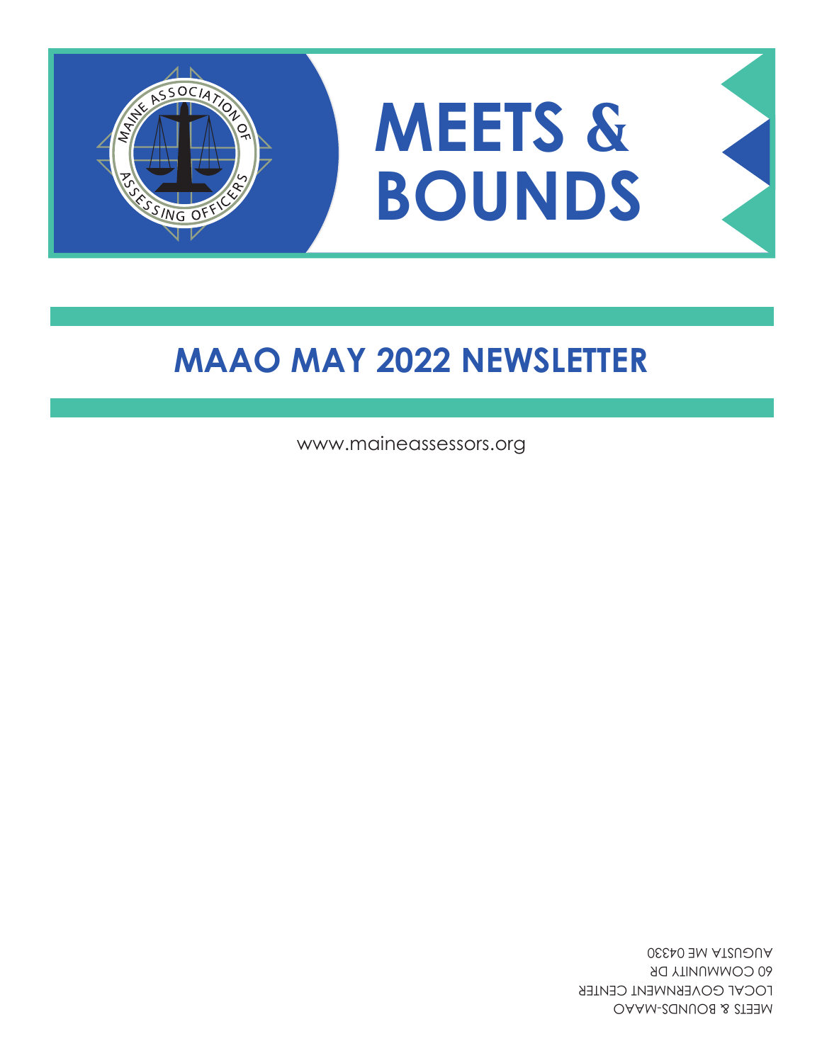# MEETS & BOUNDS

## MAAO MAY 2022 NEWSLETTER

www.maineassessors.org

MEETS & BOUNDS-MAAO
LOCAL GOVERNMENT CENTER
60 COMMUNITY DR
AUGUSTA ME 04330